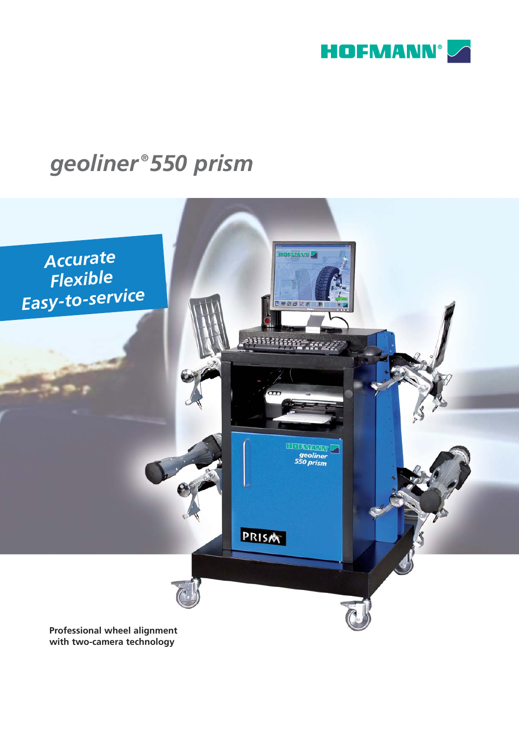HOFMANN®

# geoliner® 550 prism

*Accurate*
*Flexible*
*Easy-to-service*

**Professional wheel alignment with two-camera technology**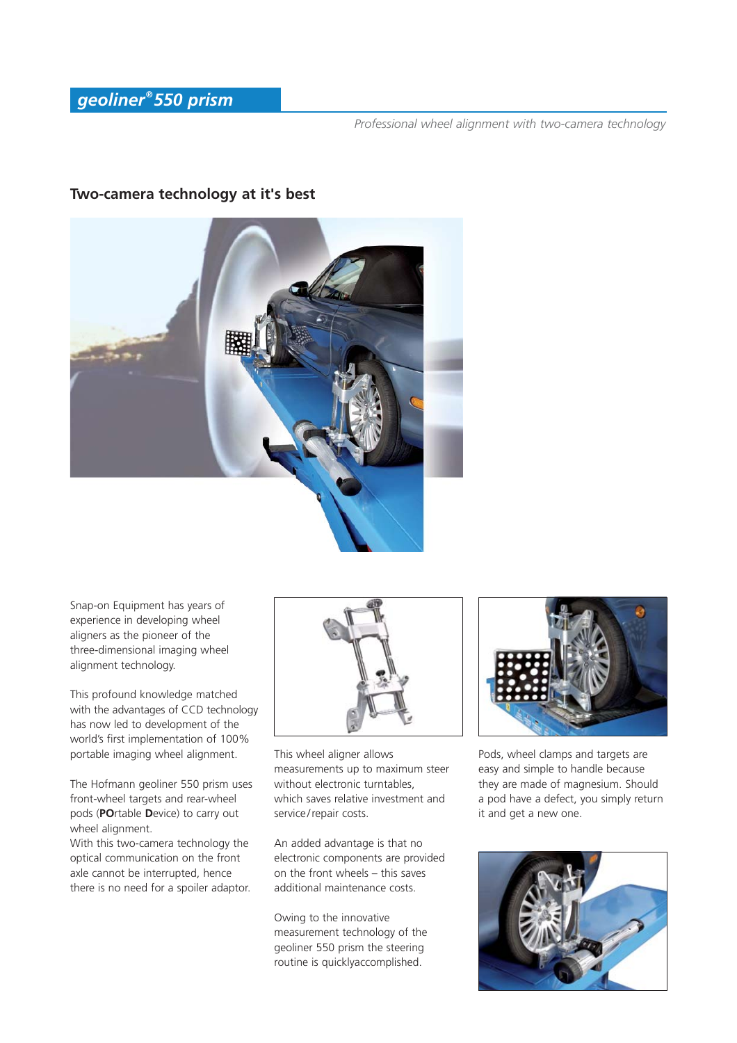# geoliner® 550 prism

*Professional wheel alignment with two-camera technology*

## Two-camera technology at it's best

Snap-on Equipment has years of experience in developing wheel aligners as the pioneer of the three-dimensional imaging wheel alignment technology.

This profound knowledge matched with the advantages of CCD technology has now led to development of the world's first implementation of 100% portable imaging wheel alignment.

The Hofmann geoliner 550 prism uses front-wheel targets and rear-wheel pods (**PO**rtable **D**evice) to carry out wheel alignment.
With this two-camera technology the optical communication on the front axle cannot be interrupted, hence there is no need for a spoiler adaptor.

This wheel aligner allows measurements up to maximum steer without electronic turntables, which saves relative investment and service/repair costs.

An added advantage is that no electronic components are provided on the front wheels – this saves additional maintenance costs.

Owing to the innovative measurement technology of the geoliner 550 prism the steering routine is quicklyaccomplished.

Pods, wheel clamps and targets are easy and simple to handle because they are made of magnesium. Should a pod have a defect, you simply return it and get a new one.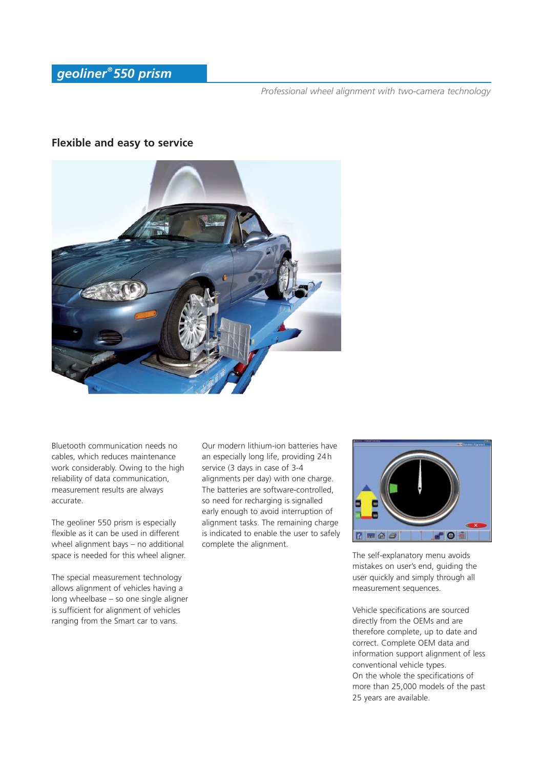## geoliner® 550 prism

*Professional wheel alignment with two-camera technology*

### Flexible and easy to service

Bluetooth communication needs no cables, which reduces maintenance work considerably. Owing to the high reliability of data communication, measurement results are always accurate.

The geoliner 550 prism is especially flexible as it can be used in different wheel alignment bays – no additional space is needed for this wheel aligner.

The special measurement technology allows alignment of vehicles having a long wheelbase – so one single aligner is sufficient for alignment of vehicles ranging from the Smart car to vans.

Our modern lithium-ion batteries have an especially long life, providing 24 h service (3 days in case of 3-4 alignments per day) with one charge. The batteries are software-controlled, so need for recharging is signalled early enough to avoid interruption of alignment tasks. The remaining charge is indicated to enable the user to safely complete the alignment.

The self-explanatory menu avoids mistakes on user's end, guiding the user quickly and simply through all measurement sequences.

Vehicle specifications are sourced directly from the OEMs and are therefore complete, up to date and correct. Complete OEM data and information support alignment of less conventional vehicle types.
On the whole the specifications of more than 25,000 models of the past 25 years are available.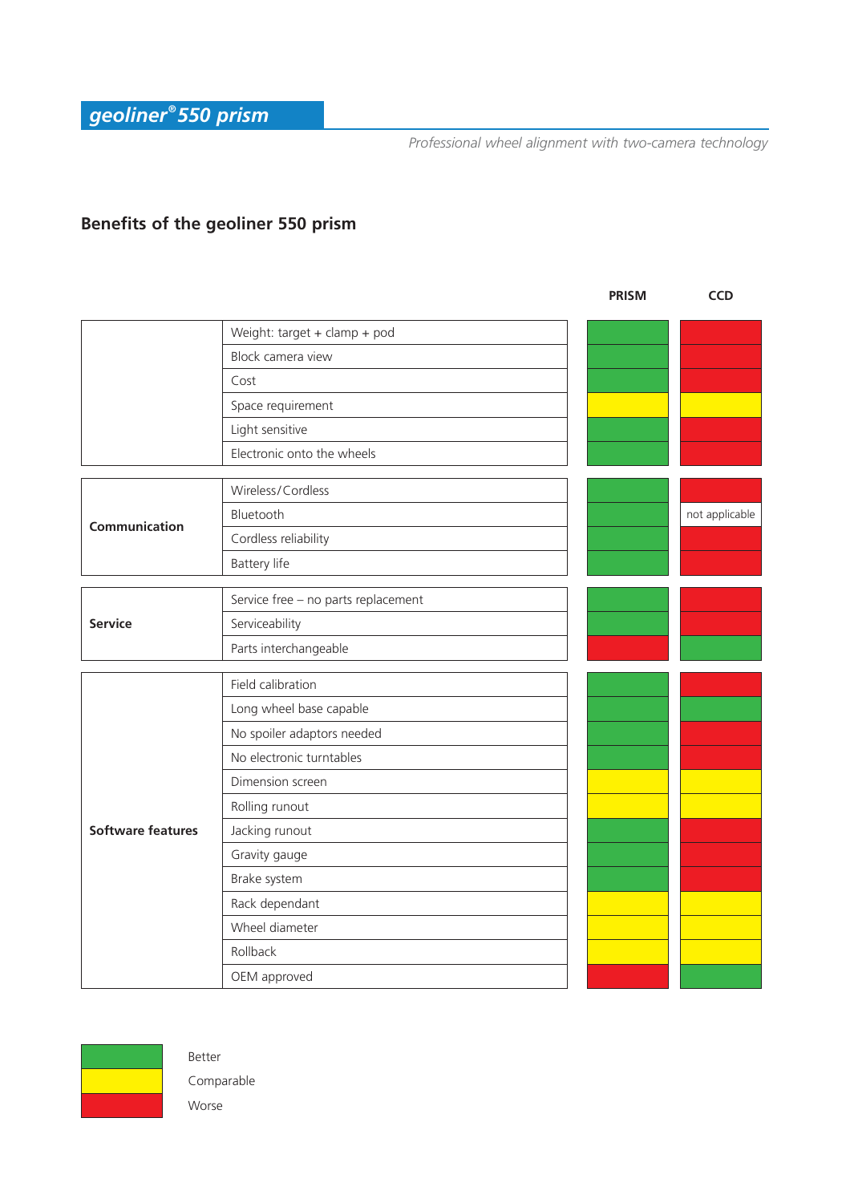## geoliner® 550 prism

*Professional wheel alignment with two-camera technology*

### Benefits of the geoliner 550 prism

| | | PRISM | CCD |
|---|---|---|---|
| | Weight: target + clamp + pod | Better | Worse |
| | Block camera view | Better | Worse |
| | Cost | Better | Worse |
| | Space requirement | Comparable | Comparable |
| | Light sensitive | Better | Worse |
| | Electronic onto the wheels | Better | Worse |
| **Communication** | Wireless/Cordless | Better | Worse |
| | Bluetooth | Better | not applicable |
| | Cordless reliability | Better | Worse |
| | Battery life | Better | Worse |
| **Service** | Service free – no parts replacement | Better | Worse |
| | Serviceability | Better | Worse |
| | Parts interchangeable | Worse | Better |
| **Software features** | Field calibration | Better | Worse |
| | Long wheel base capable | Better | Better |
| | No spoiler adaptors needed | Better | Worse |
| | No electronic turntables | Better | Worse |
| | Dimension screen | Comparable | Comparable |
| | Rolling runout | Comparable | Comparable |
| | Jacking runout | Better | Worse |
| | Gravity gauge | Better | Worse |
| | Brake system | Better | Worse |
| | Rack dependant | Comparable | Comparable |
| | Wheel diameter | Comparable | Comparable |
| | Rollback | Comparable | Comparable |
| | OEM approved | Worse | Better |

Legend:
- Green: Better
- Yellow: Comparable
- Red: Worse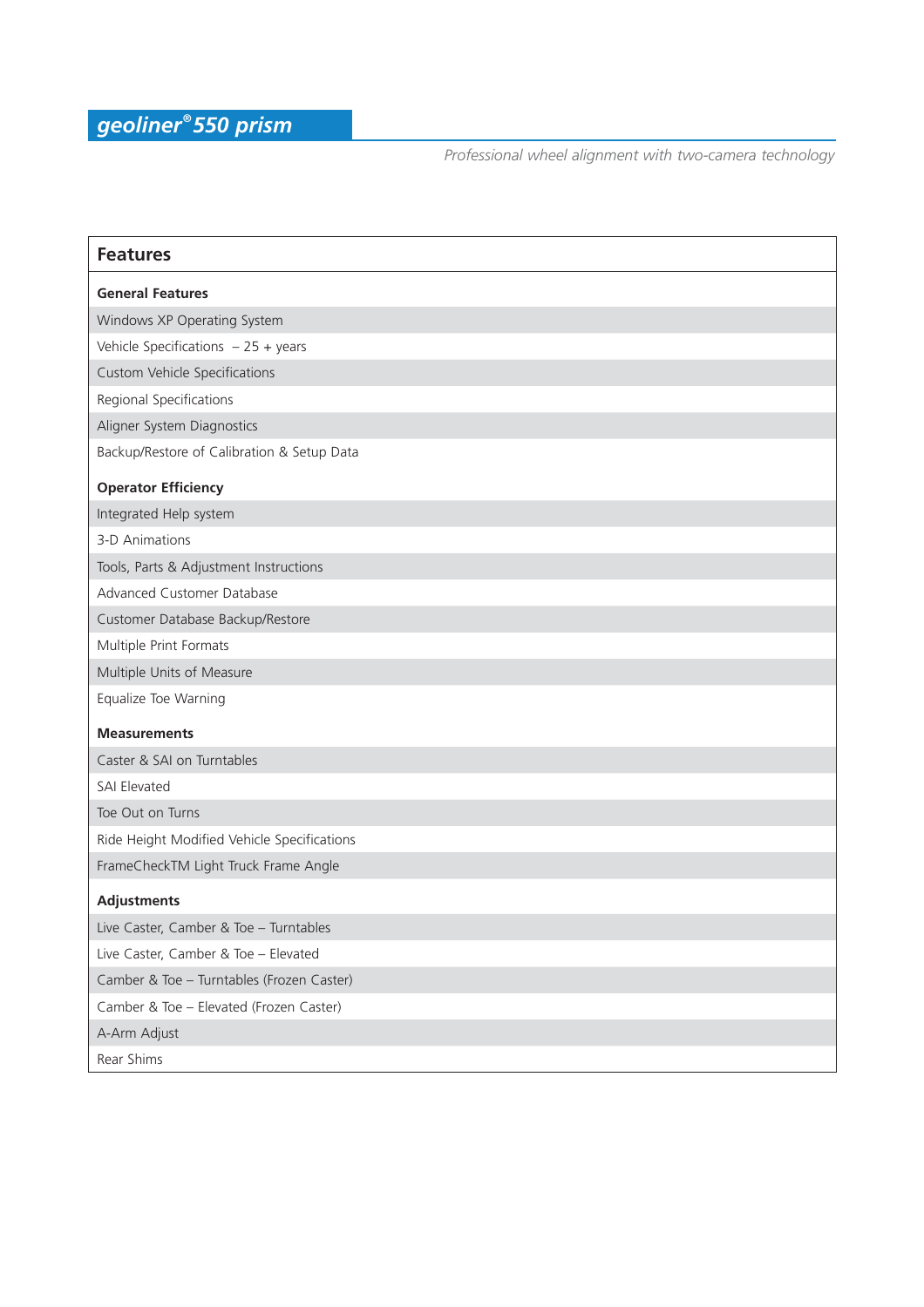# *geoliner® 550 prism*

*Professional wheel alignment with two-camera technology*

| Features |
|---|
| **General Features** |
| Windows XP Operating System |
| Vehicle Specifications – 25 + years |
| Custom Vehicle Specifications |
| Regional Specifications |
| Aligner System Diagnostics |
| Backup/Restore of Calibration & Setup Data |
| **Operator Efficiency** |
| Integrated Help system |
| 3-D Animations |
| Tools, Parts & Adjustment Instructions |
| Advanced Customer Database |
| Customer Database Backup/Restore |
| Multiple Print Formats |
| Multiple Units of Measure |
| Equalize Toe Warning |
| **Measurements** |
| Caster & SAI on Turntables |
| SAI Elevated |
| Toe Out on Turns |
| Ride Height Modified Vehicle Specifications |
| FrameCheckTM Light Truck Frame Angle |
| **Adjustments** |
| Live Caster, Camber & Toe – Turntables |
| Live Caster, Camber & Toe – Elevated |
| Camber & Toe – Turntables (Frozen Caster) |
| Camber & Toe – Elevated (Frozen Caster) |
| A-Arm Adjust |
| Rear Shims |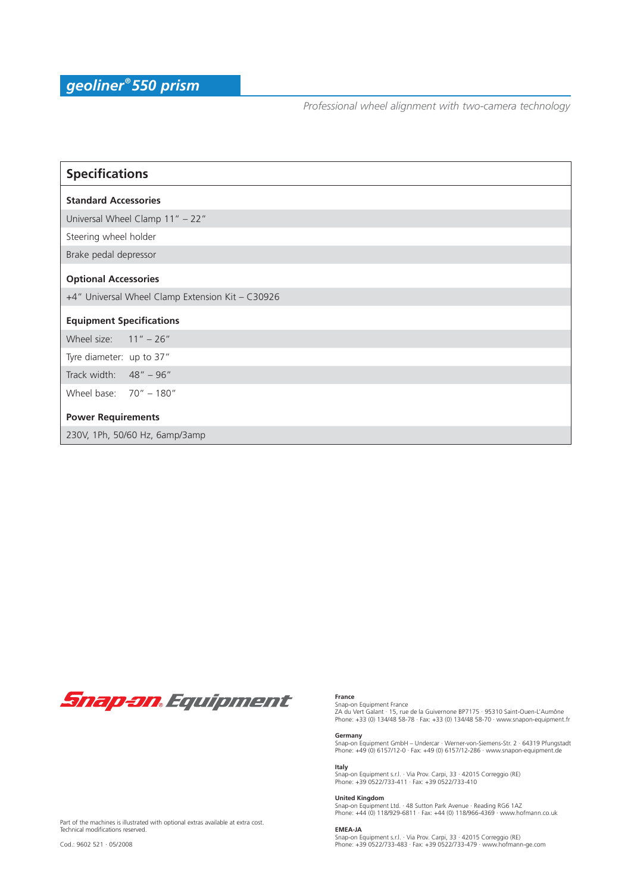# geoliner® 550 prism

*Professional wheel alignment with two-camera technology*

## Specifications

**Standard Accessories**

Universal Wheel Clamp 11″ – 22″

Steering wheel holder

Brake pedal depressor

**Optional Accessories**

+4″ Universal Wheel Clamp Extension Kit – C30926

**Equipment Specifications**

Wheel size: 11″ – 26″

Tyre diameter: up to 37″

Track width: 48″ – 96″

Wheel base: 70″ – 180″

**Power Requirements**

230V, 1Ph, 50/60 Hz, 6amp/3amp

Snap-on Equipment

**France**
Snap-on Equipment France
ZA du Vert Galant · 15, rue de la Guivernone BP7175 · 95310 Saint-Ouen-L'Aumône
Phone: +33 (0) 134/48 58-78 · Fax: +33 (0) 134/48 58-70 · www.snapon-equipment.fr

**Germany**
Snap-on Equipment GmbH – Undercar · Werner-von-Siemens-Str. 2 · 64319 Pfungstadt
Phone: +49 (0) 6157/12-0 · Fax: +49 (0) 6157/12-286 · www.snapon-equipment.de

**Italy**
Snap-on Equipment s.r.l. · Via Prov. Carpi, 33 · 42015 Correggio (RE)
Phone: +39 0522/733-411 · Fax: +39 0522/733-410

**United Kingdom**
Snap-on Equipment Ltd. · 48 Sutton Park Avenue · Reading RG6 1AZ
Phone: +44 (0) 118/929-6811 · Fax: +44 (0) 118/966-4369 · www.hofmann.co.uk

**EMEA-JA**
Snap-on Equipment s.r.l. · Via Prov. Carpi, 33 · 42015 Correggio (RE)
Phone: +39 0522/733-483 · Fax: +39 0522/733-479 · www.hofmann-ge.com

Part of the machines is illustrated with optional extras available at extra cost.
Technical modifications reserved.

Cod.: 9602 521 · 05/2008